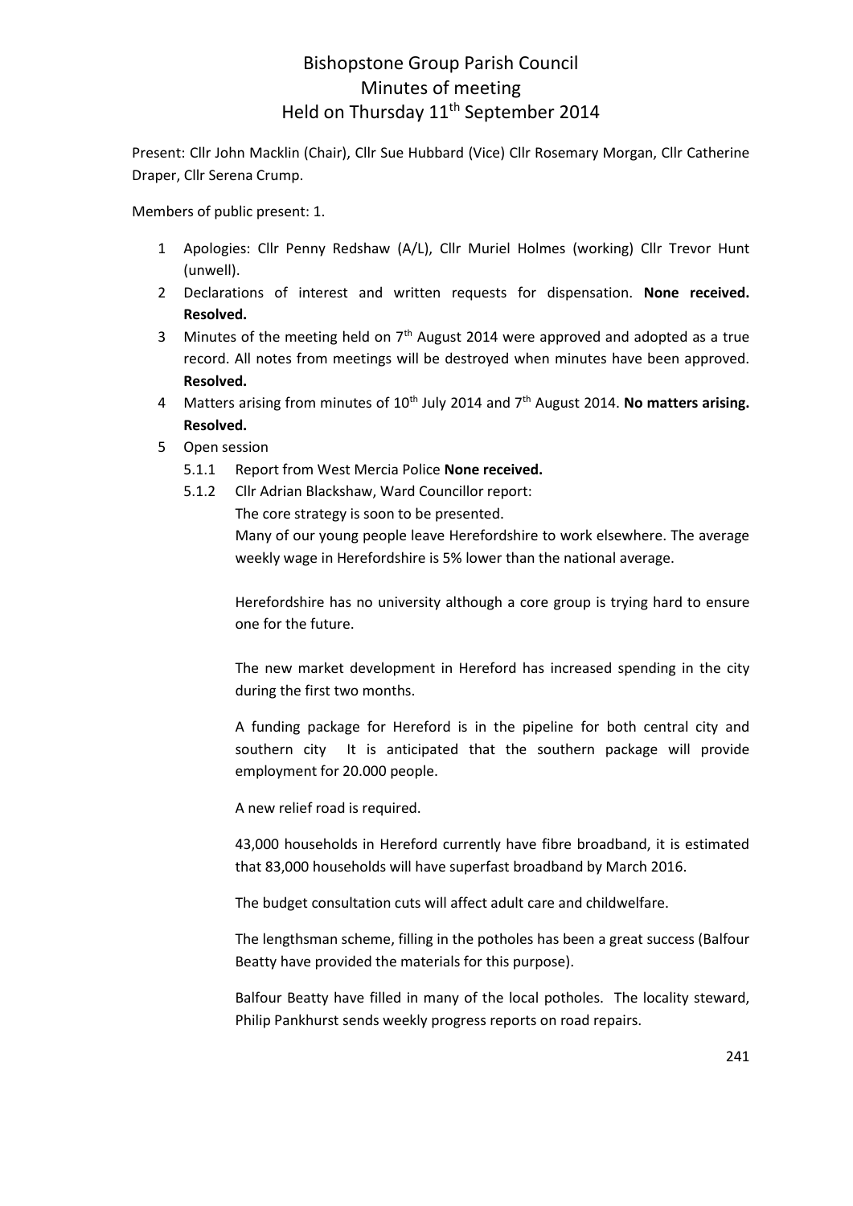# Bishopstone Group Parish Council
## Minutes of meeting
## Held on Thursday 11th September 2014

Present: Cllr John Macklin (Chair), Cllr Sue Hubbard (Vice) Cllr Rosemary Morgan, Cllr Catherine Draper, Cllr Serena Crump.

Members of public present: 1.

1 Apologies: Cllr Penny Redshaw (A/L), Cllr Muriel Holmes (working) Cllr Trevor Hunt (unwell).
2 Declarations of interest and written requests for dispensation. **None received. Resolved.**
3 Minutes of the meeting held on 7th August 2014 were approved and adopted as a true record. All notes from meetings will be destroyed when minutes have been approved. **Resolved.**
4 Matters arising from minutes of 10th July 2014 and 7th August 2014. **No matters arising. Resolved.**
5 Open session
   - 5.1.1 Report from West Mercia Police **None received.**
   - 5.1.2 Cllr Adrian Blackshaw, Ward Councillor report:

     The core strategy is soon to be presented.

     Many of our young people leave Herefordshire to work elsewhere. The average weekly wage in Herefordshire is 5% lower than the national average.

     Herefordshire has no university although a core group is trying hard to ensure one for the future.

     The new market development in Hereford has increased spending in the city during the first two months.

     A funding package for Hereford is in the pipeline for both central city and southern city It is anticipated that the southern package will provide employment for 20.000 people.

     A new relief road is required.

     43,000 households in Hereford currently have fibre broadband, it is estimated that 83,000 households will have superfast broadband by March 2016.

     The budget consultation cuts will affect adult care and childwelfare.

     The lengthsman scheme, filling in the potholes has been a great success (Balfour Beatty have provided the materials for this purpose).

     Balfour Beatty have filled in many of the local potholes. The locality steward, Philip Pankhurst sends weekly progress reports on road repairs.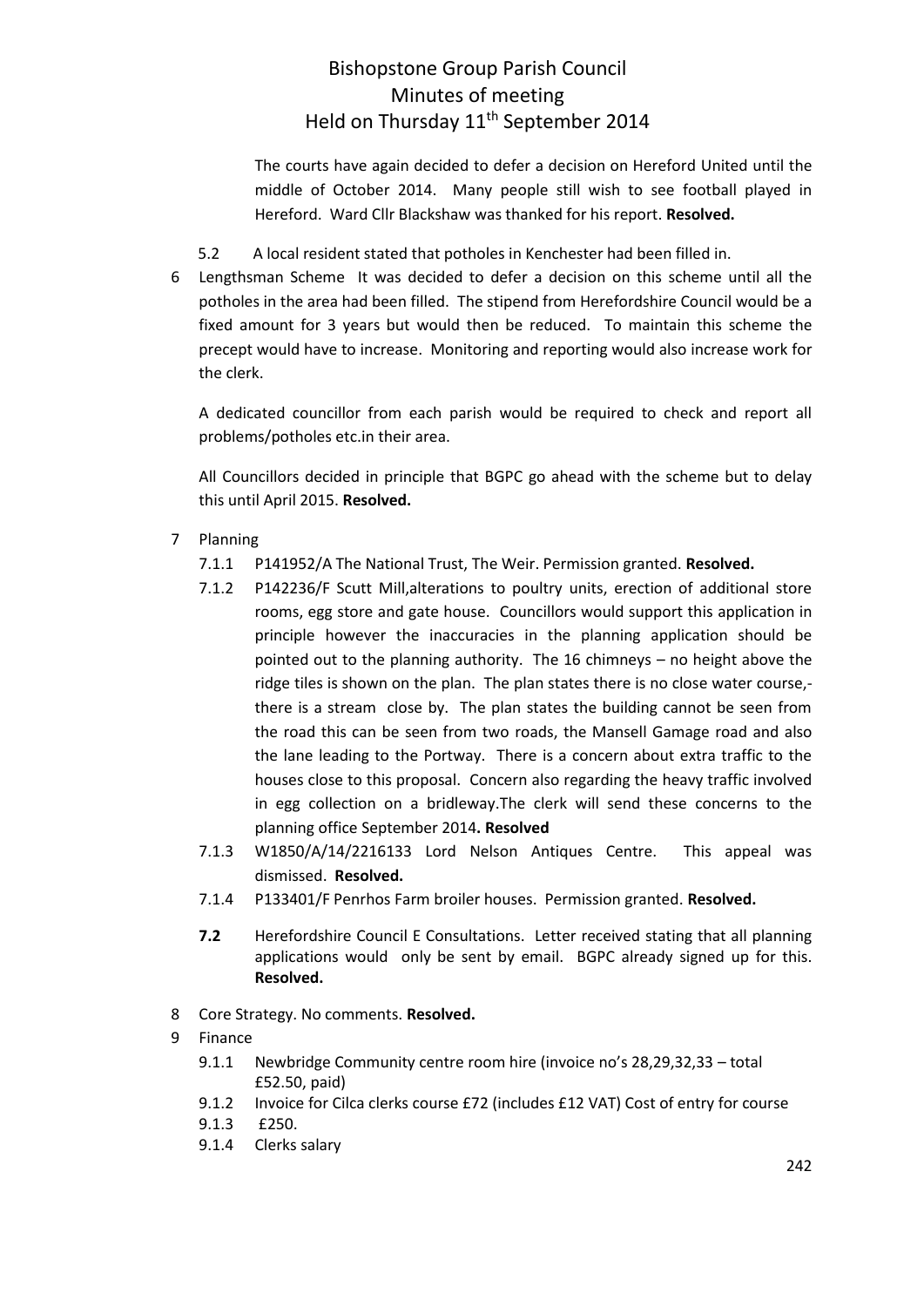The courts have again decided to defer a decision on Hereford United until the middle of October 2014. Many people still wish to see football played in Hereford. Ward Cllr Blackshaw was thanked for his report. **Resolved.**

5.2 A local resident stated that potholes in Kenchester had been filled in.

6 Lengthsman Scheme It was decided to defer a decision on this scheme until all the potholes in the area had been filled. The stipend from Herefordshire Council would be a fixed amount for 3 years but would then be reduced. To maintain this scheme the precept would have to increase. Monitoring and reporting would also increase work for the clerk.

A dedicated councillor from each parish would be required to check and report all problems/potholes etc.in their area.

All Councillors decided in principle that BGPC go ahead with the scheme but to delay this until April 2015. **Resolved.**

7 Planning

- 7.1.1 P141952/A The National Trust, The Weir. Permission granted. **Resolved.**
- 7.1.2 P142236/F Scutt Mill,alterations to poultry units, erection of additional store rooms, egg store and gate house. Councillors would support this application in principle however the inaccuracies in the planning application should be pointed out to the planning authority. The 16 chimneys – no height above the ridge tiles is shown on the plan. The plan states there is no close water course,- there is a stream close by. The plan states the building cannot be seen from the road this can be seen from two roads, the Mansell Gamage road and also the lane leading to the Portway. There is a concern about extra traffic to the houses close to this proposal. Concern also regarding the heavy traffic involved in egg collection on a bridleway.The clerk will send these concerns to the planning office September 2014**. Resolved**
- 7.1.3 W1850/A/14/2216133 Lord Nelson Antiques Centre. This appeal was dismissed. **Resolved.**
- 7.1.4 P133401/F Penrhos Farm broiler houses. Permission granted. **Resolved.**

**7.2** Herefordshire Council E Consultations. Letter received stating that all planning applications would only be sent by email. BGPC already signed up for this. **Resolved.**

8 Core Strategy. No comments. **Resolved.**

9 Finance

- 9.1.1 Newbridge Community centre room hire (invoice no's 28,29,32,33 – total £52.50, paid)
- 9.1.2 Invoice for Cilca clerks course £72 (includes £12 VAT) Cost of entry for course
- 9.1.3 £250.
- 9.1.4 Clerks salary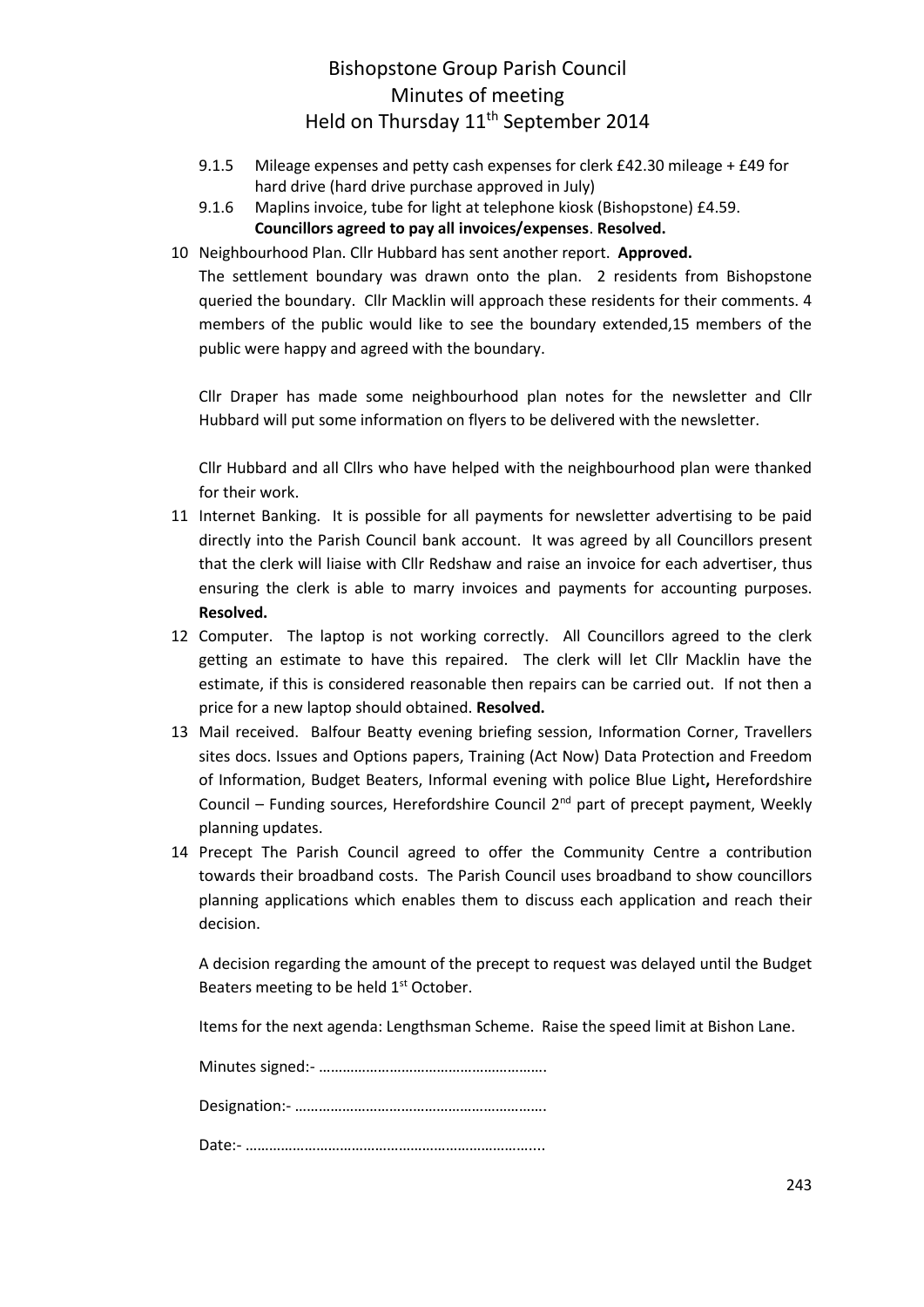# Bishopstone Group Parish Council
# Minutes of meeting
# Held on Thursday 11th September 2014

9.1.5 Mileage expenses and petty cash expenses for clerk £42.30 mileage + £49 for hard drive (hard drive purchase approved in July)

9.1.6 Maplins invoice, tube for light at telephone kiosk (Bishopstone) £4.59.
**Councillors agreed to pay all invoices/expenses**. **Resolved.**

10 Neighbourhood Plan. Cllr Hubbard has sent another report. **Approved.**
The settlement boundary was drawn onto the plan. 2 residents from Bishopstone queried the boundary. Cllr Macklin will approach these residents for their comments. 4 members of the public would like to see the boundary extended,15 members of the public were happy and agreed with the boundary.

Cllr Draper has made some neighbourhood plan notes for the newsletter and Cllr Hubbard will put some information on flyers to be delivered with the newsletter.

Cllr Hubbard and all Cllrs who have helped with the neighbourhood plan were thanked for their work.

11 Internet Banking. It is possible for all payments for newsletter advertising to be paid directly into the Parish Council bank account. It was agreed by all Councillors present that the clerk will liaise with Cllr Redshaw and raise an invoice for each advertiser, thus ensuring the clerk is able to marry invoices and payments for accounting purposes. **Resolved.**

12 Computer. The laptop is not working correctly. All Councillors agreed to the clerk getting an estimate to have this repaired. The clerk will let Cllr Macklin have the estimate, if this is considered reasonable then repairs can be carried out. If not then a price for a new laptop should obtained. **Resolved.**

13 Mail received. Balfour Beatty evening briefing session, Information Corner, Travellers sites docs. Issues and Options papers, Training (Act Now) Data Protection and Freedom of Information, Budget Beaters, Informal evening with police Blue Light**,** Herefordshire Council – Funding sources, Herefordshire Council 2nd part of precept payment, Weekly planning updates.

14 Precept The Parish Council agreed to offer the Community Centre a contribution towards their broadband costs. The Parish Council uses broadband to show councillors planning applications which enables them to discuss each application and reach their decision.

A decision regarding the amount of the precept to request was delayed until the Budget Beaters meeting to be held 1st October.

Items for the next agenda: Lengthsman Scheme. Raise the speed limit at Bishon Lane.

Minutes signed:- ………………………………………………….

Designation:- …………………………………………………….

Date:- ………………………………………………………………..